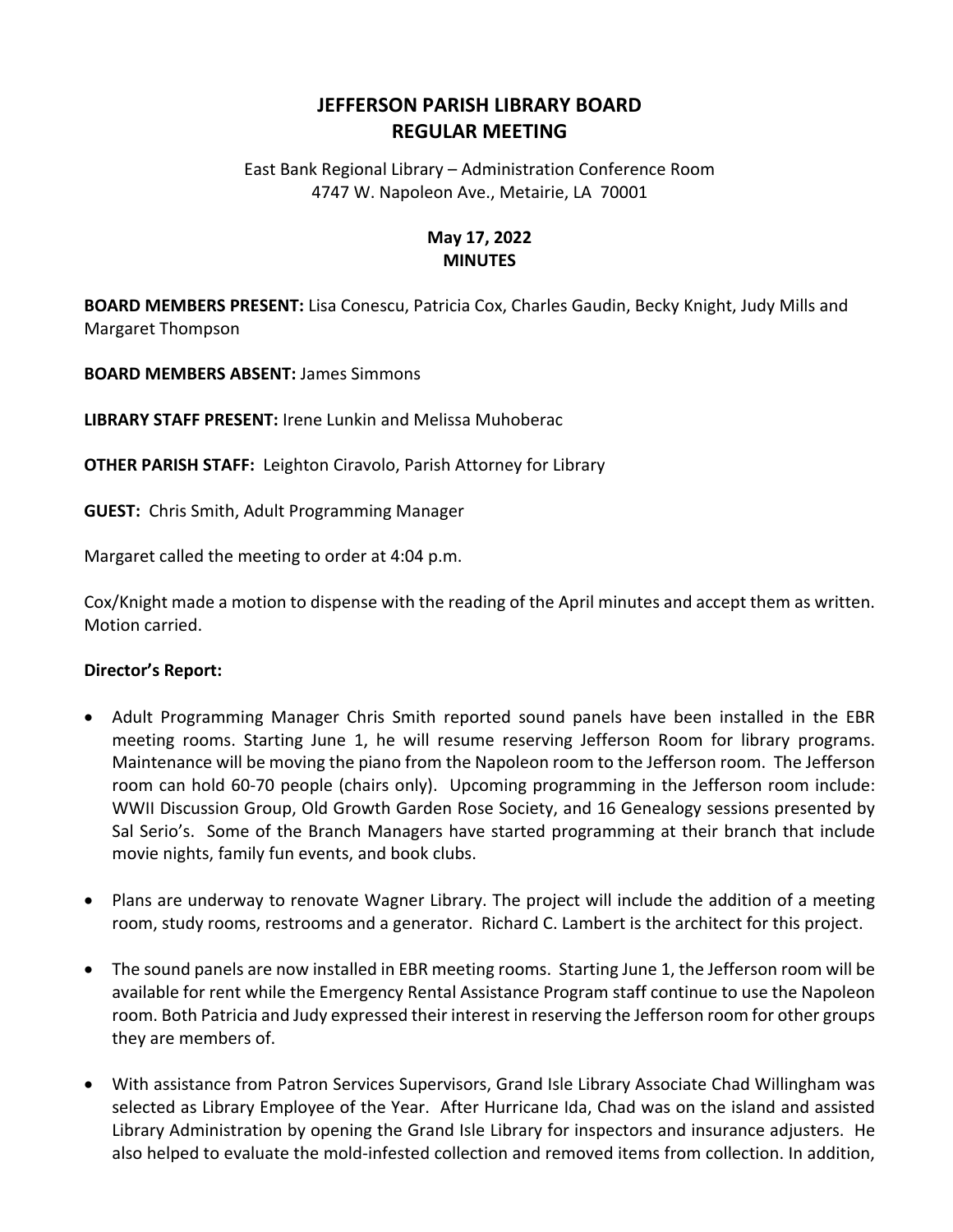# JEFFERSON PARISH LIBRARY BOARD
# REGULAR MEETING

East Bank Regional Library – Administration Conference Room
4747 W. Napoleon Ave., Metairie, LA 70001

**May 17, 2022**
**MINUTES**

**BOARD MEMBERS PRESENT:** Lisa Conescu, Patricia Cox, Charles Gaudin, Becky Knight, Judy Mills and Margaret Thompson

**BOARD MEMBERS ABSENT:** James Simmons

**LIBRARY STAFF PRESENT:** Irene Lunkin and Melissa Muhoberac

**OTHER PARISH STAFF:** Leighton Ciravolo, Parish Attorney for Library

**GUEST:** Chris Smith, Adult Programming Manager

Margaret called the meeting to order at 4:04 p.m.

Cox/Knight made a motion to dispense with the reading of the April minutes and accept them as written. Motion carried.

**Director's Report:**

- Adult Programming Manager Chris Smith reported sound panels have been installed in the EBR meeting rooms. Starting June 1, he will resume reserving Jefferson Room for library programs. Maintenance will be moving the piano from the Napoleon room to the Jefferson room. The Jefferson room can hold 60-70 people (chairs only). Upcoming programming in the Jefferson room include: WWII Discussion Group, Old Growth Garden Rose Society, and 16 Genealogy sessions presented by Sal Serio's. Some of the Branch Managers have started programming at their branch that include movie nights, family fun events, and book clubs.

- Plans are underway to renovate Wagner Library. The project will include the addition of a meeting room, study rooms, restrooms and a generator. Richard C. Lambert is the architect for this project.

- The sound panels are now installed in EBR meeting rooms. Starting June 1, the Jefferson room will be available for rent while the Emergency Rental Assistance Program staff continue to use the Napoleon room. Both Patricia and Judy expressed their interest in reserving the Jefferson room for other groups they are members of.

- With assistance from Patron Services Supervisors, Grand Isle Library Associate Chad Willingham was selected as Library Employee of the Year. After Hurricane Ida, Chad was on the island and assisted Library Administration by opening the Grand Isle Library for inspectors and insurance adjusters. He also helped to evaluate the mold-infested collection and removed items from collection. In addition,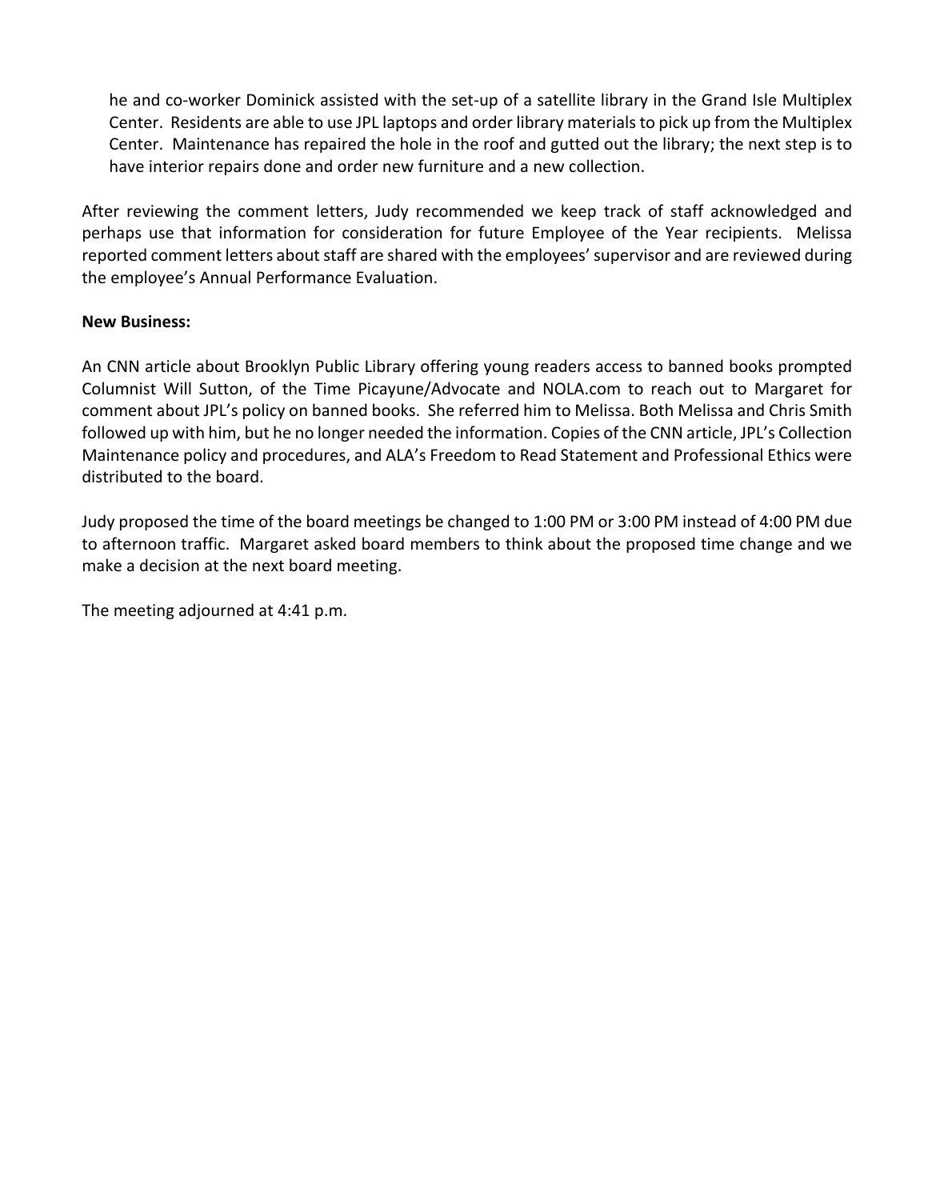he and co-worker Dominick assisted with the set-up of a satellite library in the Grand Isle Multiplex Center. Residents are able to use JPL laptops and order library materials to pick up from the Multiplex Center. Maintenance has repaired the hole in the roof and gutted out the library; the next step is to have interior repairs done and order new furniture and a new collection.

After reviewing the comment letters, Judy recommended we keep track of staff acknowledged and perhaps use that information for consideration for future Employee of the Year recipients. Melissa reported comment letters about staff are shared with the employees' supervisor and are reviewed during the employee's Annual Performance Evaluation.

**New Business:**

An CNN article about Brooklyn Public Library offering young readers access to banned books prompted Columnist Will Sutton, of the Time Picayune/Advocate and NOLA.com to reach out to Margaret for comment about JPL's policy on banned books. She referred him to Melissa. Both Melissa and Chris Smith followed up with him, but he no longer needed the information. Copies of the CNN article, JPL's Collection Maintenance policy and procedures, and ALA's Freedom to Read Statement and Professional Ethics were distributed to the board.

Judy proposed the time of the board meetings be changed to 1:00 PM or 3:00 PM instead of 4:00 PM due to afternoon traffic. Margaret asked board members to think about the proposed time change and we make a decision at the next board meeting.

The meeting adjourned at 4:41 p.m.